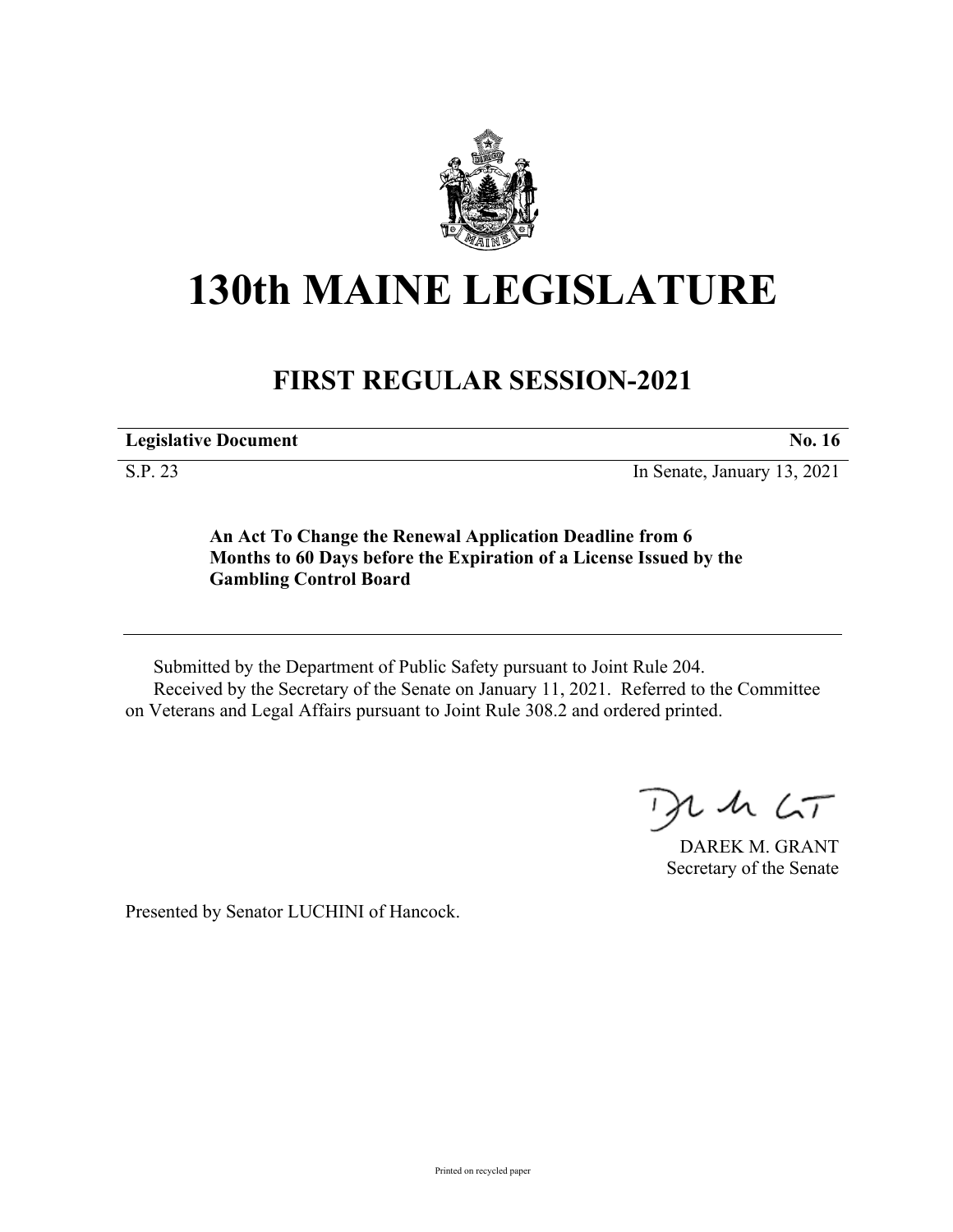# 130th MAINE LEGISLATURE

## FIRST REGULAR SESSION-2021

**Legislative Document** **No. 16**

S.P. 23 In Senate, January 13, 2021

**An Act To Change the Renewal Application Deadline from 6 Months to 60 Days before the Expiration of a License Issued by the Gambling Control Board**

Submitted by the Department of Public Safety pursuant to Joint Rule 204.

Received by the Secretary of the Senate on January 11, 2021. Referred to the Committee on Veterans and Legal Affairs pursuant to Joint Rule 308.2 and ordered printed.

DAREK M. GRANT
Secretary of the Senate

Presented by Senator LUCHINI of Hancock.

Printed on recycled paper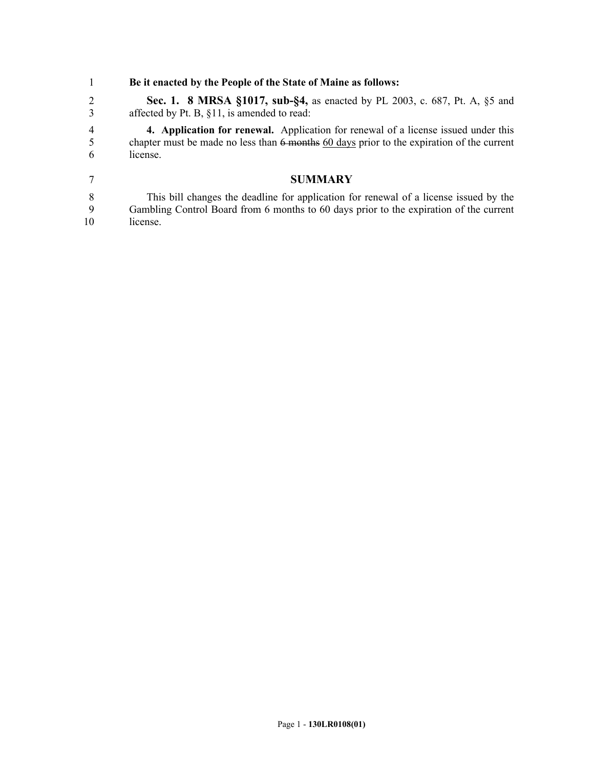**Be it enacted by the People of the State of Maine as follows:**

**Sec. 1. 8 MRSA §1017, sub-§4,** as enacted by PL 2003, c. 687, Pt. A, §5 and affected by Pt. B, §11, is amended to read:

**4. Application for renewal.** Application for renewal of a license issued under this chapter must be made no less than ~~6 months~~ 60 days prior to the expiration of the current license.

## SUMMARY

This bill changes the deadline for application for renewal of a license issued by the Gambling Control Board from 6 months to 60 days prior to the expiration of the current license.